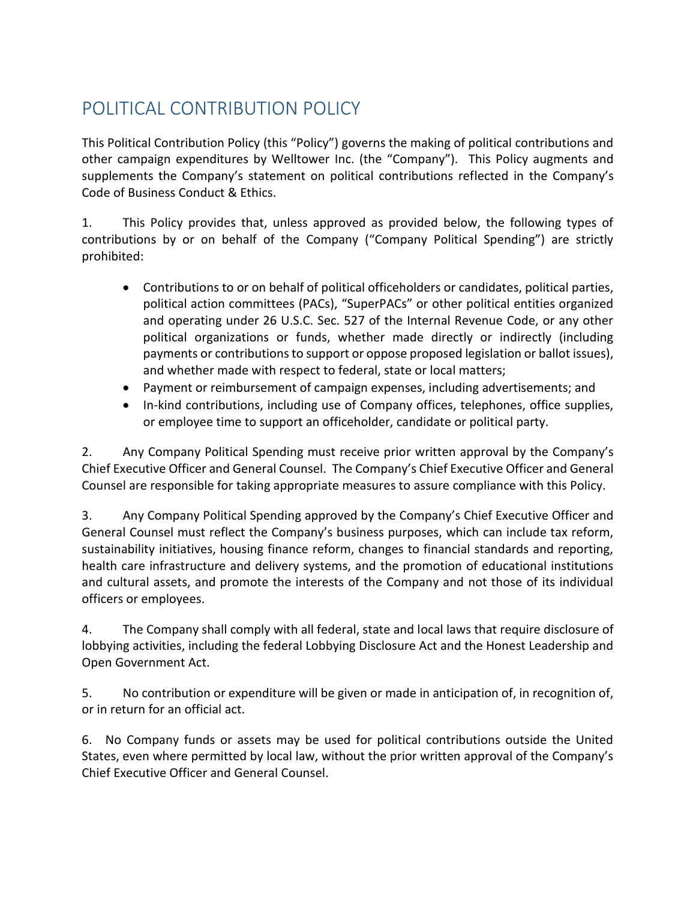# POLITICAL CONTRIBUTION POLICY

This Political Contribution Policy (this "Policy") governs the making of political contributions and other campaign expenditures by Welltower Inc. (the "Company"). This Policy augments and supplements the Company's statement on political contributions reflected in the Company's Code of Business Conduct & Ethics.

1. This Policy provides that, unless approved as provided below, the following types of contributions by or on behalf of the Company ("Company Political Spending") are strictly prohibited:

- Contributions to or on behalf of political officeholders or candidates, political parties, political action committees (PACs), "SuperPACs" or other political entities organized and operating under 26 U.S.C. Sec. 527 of the Internal Revenue Code, or any other political organizations or funds, whether made directly or indirectly (including payments or contributions to support or oppose proposed legislation or ballot issues), and whether made with respect to federal, state or local matters;
- Payment or reimbursement of campaign expenses, including advertisements; and
- In-kind contributions, including use of Company offices, telephones, office supplies, or employee time to support an officeholder, candidate or political party.

2. Any Company Political Spending must receive prior written approval by the Company's Chief Executive Officer and General Counsel. The Company's Chief Executive Officer and General Counsel are responsible for taking appropriate measures to assure compliance with this Policy.

3. Any Company Political Spending approved by the Company's Chief Executive Officer and General Counsel must reflect the Company's business purposes, which can include tax reform, sustainability initiatives, housing finance reform, changes to financial standards and reporting, health care infrastructure and delivery systems, and the promotion of educational institutions and cultural assets, and promote the interests of the Company and not those of its individual officers or employees.

4. The Company shall comply with all federal, state and local laws that require disclosure of lobbying activities, including the federal Lobbying Disclosure Act and the Honest Leadership and Open Government Act.

5. No contribution or expenditure will be given or made in anticipation of, in recognition of, or in return for an official act.

6. No Company funds or assets may be used for political contributions outside the United States, even where permitted by local law, without the prior written approval of the Company's Chief Executive Officer and General Counsel.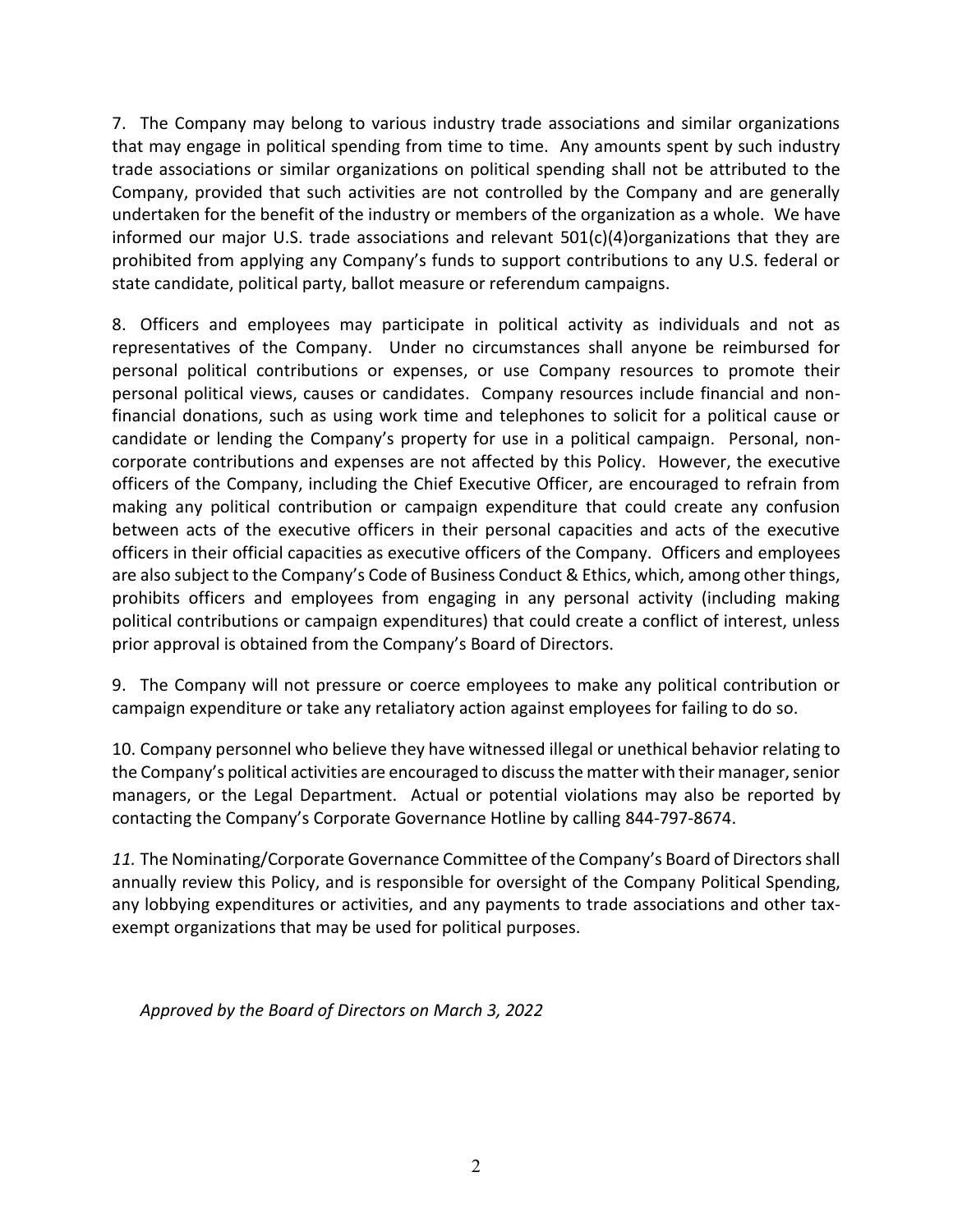7. The Company may belong to various industry trade associations and similar organizations that may engage in political spending from time to time. Any amounts spent by such industry trade associations or similar organizations on political spending shall not be attributed to the Company, provided that such activities are not controlled by the Company and are generally undertaken for the benefit of the industry or members of the organization as a whole. We have informed our major U.S. trade associations and relevant 501(c)(4)organizations that they are prohibited from applying any Company's funds to support contributions to any U.S. federal or state candidate, political party, ballot measure or referendum campaigns.

8. Officers and employees may participate in political activity as individuals and not as representatives of the Company. Under no circumstances shall anyone be reimbursed for personal political contributions or expenses, or use Company resources to promote their personal political views, causes or candidates. Company resources include financial and non-financial donations, such as using work time and telephones to solicit for a political cause or candidate or lending the Company's property for use in a political campaign. Personal, non-corporate contributions and expenses are not affected by this Policy. However, the executive officers of the Company, including the Chief Executive Officer, are encouraged to refrain from making any political contribution or campaign expenditure that could create any confusion between acts of the executive officers in their personal capacities and acts of the executive officers in their official capacities as executive officers of the Company. Officers and employees are also subject to the Company's Code of Business Conduct & Ethics, which, among other things, prohibits officers and employees from engaging in any personal activity (including making political contributions or campaign expenditures) that could create a conflict of interest, unless prior approval is obtained from the Company's Board of Directors.

9. The Company will not pressure or coerce employees to make any political contribution or campaign expenditure or take any retaliatory action against employees for failing to do so.

10. Company personnel who believe they have witnessed illegal or unethical behavior relating to the Company's political activities are encouraged to discuss the matter with their manager, senior managers, or the Legal Department. Actual or potential violations may also be reported by contacting the Company's Corporate Governance Hotline by calling 844-797-8674.

*11.* The Nominating/Corporate Governance Committee of the Company's Board of Directors shall annually review this Policy, and is responsible for oversight of the Company Political Spending, any lobbying expenditures or activities, and any payments to trade associations and other tax-exempt organizations that may be used for political purposes.

*Approved by the Board of Directors on March 3, 2022*